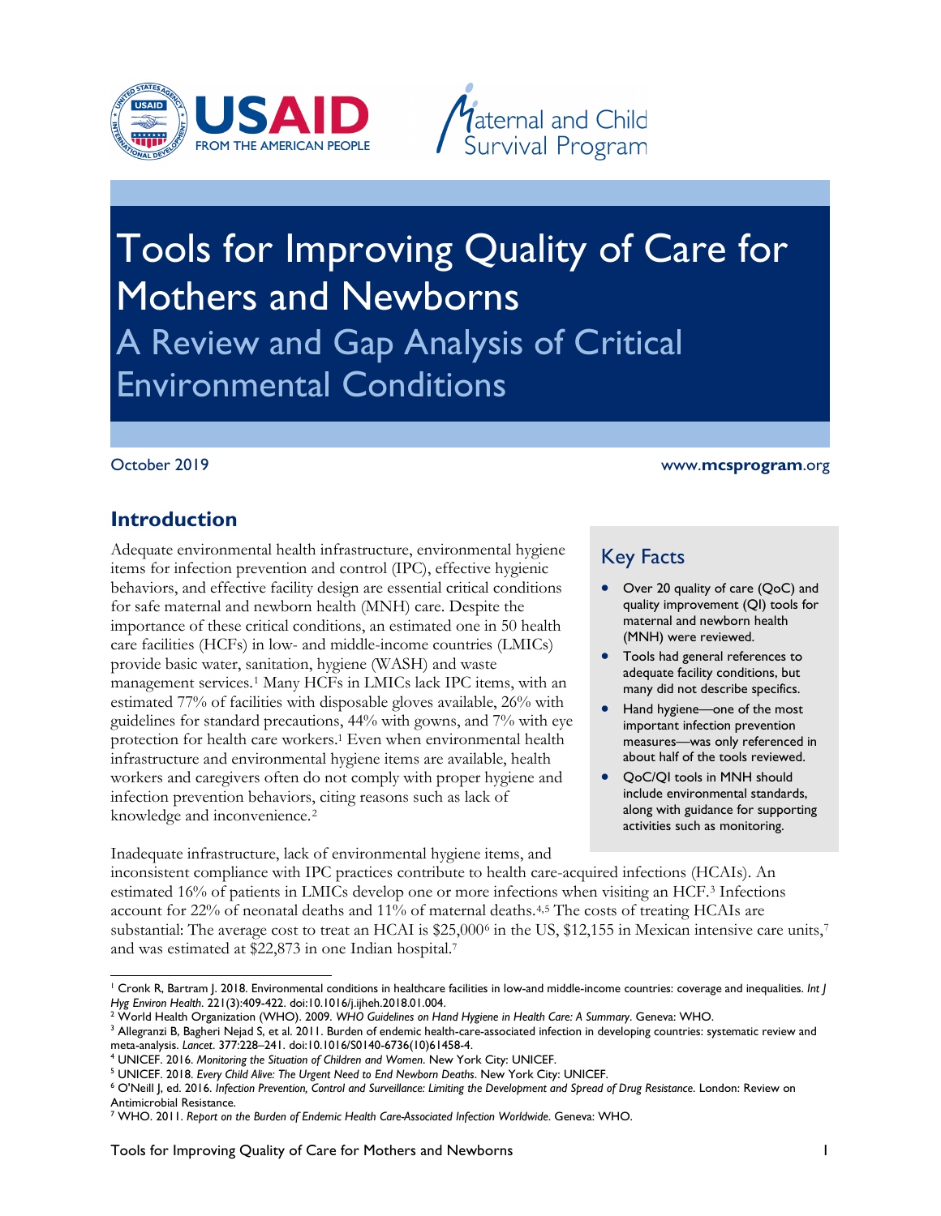USAID FROM THE AMERICAN PEOPLE

Maternal and Child Survival Program

# Tools for Improving Quality of Care for Mothers and Newborns

## A Review and Gap Analysis of Critical Environmental Conditions

October 2019

www.mcsprogram.org

## Introduction

Adequate environmental health infrastructure, environmental hygiene items for infection prevention and control (IPC), effective hygienic behaviors, and effective facility design are essential critical conditions for safe maternal and newborn health (MNH) care. Despite the importance of these critical conditions, an estimated one in 50 health care facilities (HCFs) in low- and middle-income countries (LMICs) provide basic water, sanitation, hygiene (WASH) and waste management services.[1] Many HCFs in LMICs lack IPC items, with an estimated 77% of facilities with disposable gloves available, 26% with guidelines for standard precautions, 44% with gowns, and 7% with eye protection for health care workers.[1] Even when environmental health infrastructure and environmental hygiene items are available, health workers and caregivers often do not comply with proper hygiene and infection prevention behaviors, citing reasons such as lack of knowledge and inconvenience.[2]

### Key Facts

- Over 20 quality of care (QoC) and quality improvement (QI) tools for maternal and newborn health (MNH) were reviewed.
- Tools had general references to adequate facility conditions, but many did not describe specifics.
- Hand hygiene—one of the most important infection prevention measures—was only referenced in about half of the tools reviewed.
- QoC/QI tools in MNH should include environmental standards, along with guidance for supporting activities such as monitoring.

Inadequate infrastructure, lack of environmental hygiene items, and inconsistent compliance with IPC practices contribute to health care-acquired infections (HCAIs). An estimated 16% of patients in LMICs develop one or more infections when visiting an HCF.[3] Infections account for 22% of neonatal deaths and 11% of maternal deaths.[4,5] The costs of treating HCAIs are substantial: The average cost to treat an HCAI is $25,000[6] in the US, $12,155 in Mexican intensive care units,[7] and was estimated at $22,873 in one Indian hospital.[7]

---

[1] Cronk R, Bartram J. 2018. Environmental conditions in healthcare facilities in low-and middle-income countries: coverage and inequalities. *Int J Hyg Environ Health*. 221(3):409-422. doi:10.1016/j.ijheh.2018.01.004.

[2] World Health Organization (WHO). 2009. *WHO Guidelines on Hand Hygiene in Health Care: A Summary*. Geneva: WHO.

[3] Allegranzi B, Bagheri Nejad S, et al. 2011. Burden of endemic health-care-associated infection in developing countries: systematic review and meta-analysis. *Lancet*. 377:228–241. doi:10.1016/S0140-6736(10)61458-4.

[4] UNICEF. 2016. *Monitoring the Situation of Children and Women*. New York City: UNICEF.

[5] UNICEF. 2018. *Every Child Alive: The Urgent Need to End Newborn Deaths*. New York City: UNICEF.

[6] O'Neill J, ed. 2016. *Infection Prevention, Control and Surveillance: Limiting the Development and Spread of Drug Resistance*. London: Review on Antimicrobial Resistance.

[7] WHO. 2011. *Report on the Burden of Endemic Health Care-Associated Infection Worldwide*. Geneva: WHO.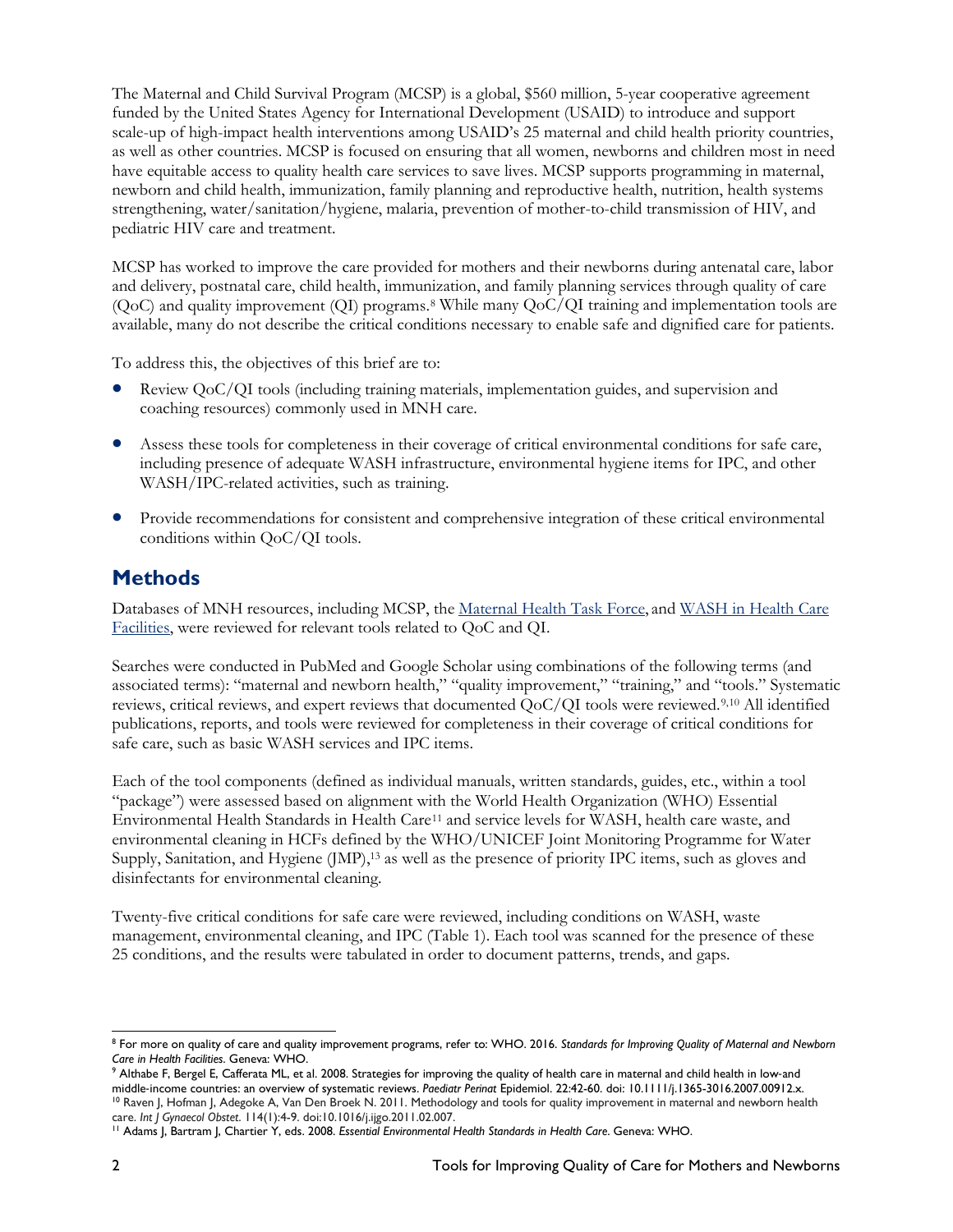The Maternal and Child Survival Program (MCSP) is a global, $560 million, 5-year cooperative agreement funded by the United States Agency for International Development (USAID) to introduce and support scale-up of high-impact health interventions among USAID's 25 maternal and child health priority countries, as well as other countries. MCSP is focused on ensuring that all women, newborns and children most in need have equitable access to quality health care services to save lives. MCSP supports programming in maternal, newborn and child health, immunization, family planning and reproductive health, nutrition, health systems strengthening, water/sanitation/hygiene, malaria, prevention of mother-to-child transmission of HIV, and pediatric HIV care and treatment.

MCSP has worked to improve the care provided for mothers and their newborns during antenatal care, labor and delivery, postnatal care, child health, immunization, and family planning services through quality of care (QoC) and quality improvement (QI) programs.[8] While many QoC/QI training and implementation tools are available, many do not describe the critical conditions necessary to enable safe and dignified care for patients.

To address this, the objectives of this brief are to:

- Review QoC/QI tools (including training materials, implementation guides, and supervision and coaching resources) commonly used in MNH care.
- Assess these tools for completeness in their coverage of critical environmental conditions for safe care, including presence of adequate WASH infrastructure, environmental hygiene items for IPC, and other WASH/IPC-related activities, such as training.
- Provide recommendations for consistent and comprehensive integration of these critical environmental conditions within QoC/QI tools.

## Methods

Databases of MNH resources, including MCSP, the Maternal Health Task Force, and WASH in Health Care Facilities, were reviewed for relevant tools related to QoC and QI.

Searches were conducted in PubMed and Google Scholar using combinations of the following terms (and associated terms): "maternal and newborn health," "quality improvement," "training," and "tools." Systematic reviews, critical reviews, and expert reviews that documented QoC/QI tools were reviewed.[9,10] All identified publications, reports, and tools were reviewed for completeness in their coverage of critical conditions for safe care, such as basic WASH services and IPC items.

Each of the tool components (defined as individual manuals, written standards, guides, etc., within a tool "package") were assessed based on alignment with the World Health Organization (WHO) Essential Environmental Health Standards in Health Care[11] and service levels for WASH, health care waste, and environmental cleaning in HCFs defined by the WHO/UNICEF Joint Monitoring Programme for Water Supply, Sanitation, and Hygiene (JMP),[13] as well as the presence of priority IPC items, such as gloves and disinfectants for environmental cleaning.

Twenty-five critical conditions for safe care were reviewed, including conditions on WASH, waste management, environmental cleaning, and IPC (Table 1). Each tool was scanned for the presence of these 25 conditions, and the results were tabulated in order to document patterns, trends, and gaps.

---

[8] For more on quality of care and quality improvement programs, refer to: WHO. 2016. *Standards for Improving Quality of Maternal and Newborn Care in Health Facilities*. Geneva: WHO.

[9] Althabe F, Bergel E, Cafferata ML, et al. 2008. Strategies for improving the quality of health care in maternal and child health in low-and middle-income countries: an overview of systematic reviews. *Paediatr Perinat* Epidemiol. 22:42-60. doi: 10.1111/j.1365-3016.2007.00912.x.

[10] Raven J, Hofman J, Adegoke A, Van Den Broek N. 2011. Methodology and tools for quality improvement in maternal and newborn health care. *Int J Gynaecol Obstet*. 114(1):4-9. doi:10.1016/j.ijgo.2011.02.007.

[11] Adams J, Bartram J, Chartier Y, eds. 2008. *Essential Environmental Health Standards in Health Care*. Geneva: WHO.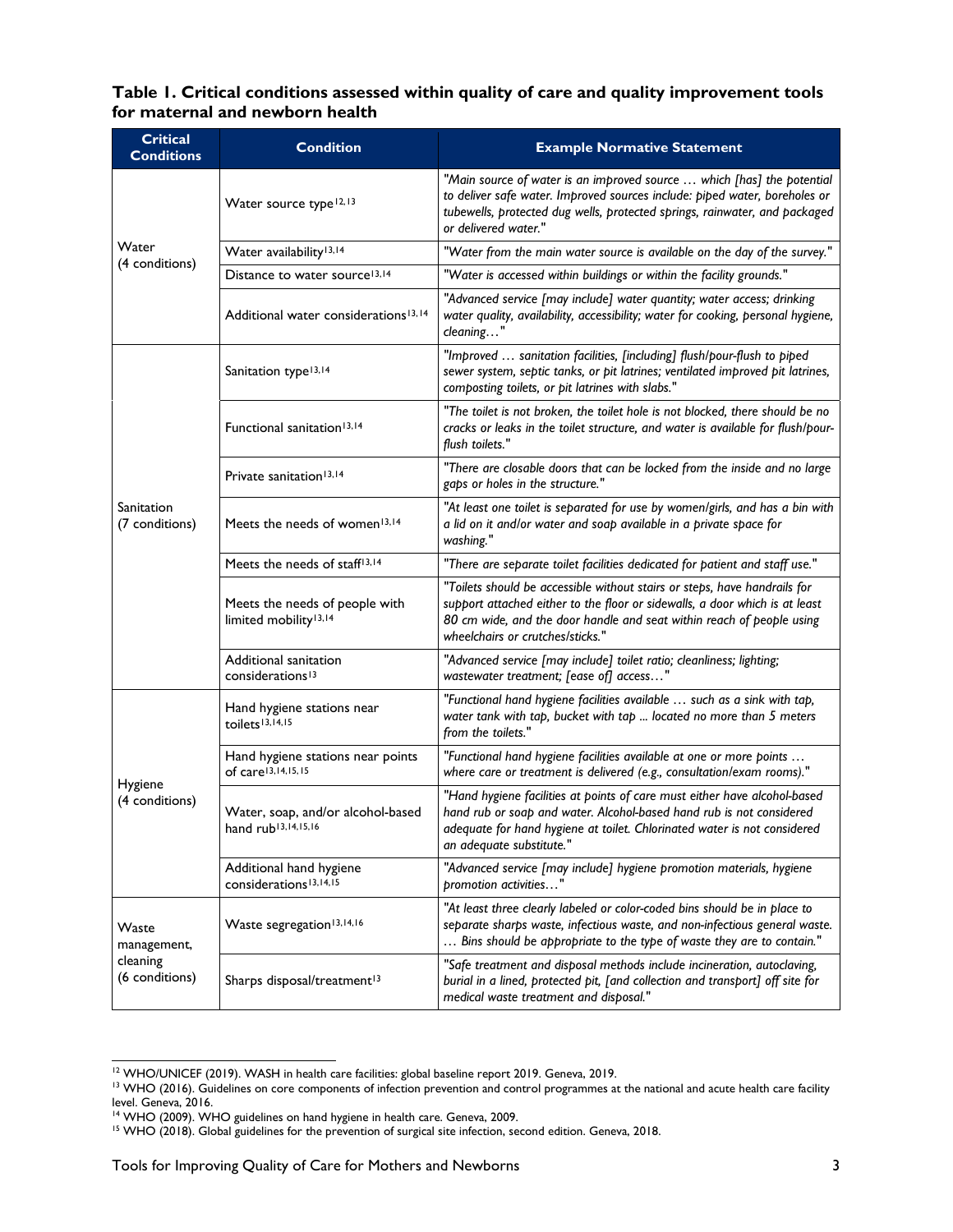**Table 1. Critical conditions assessed within quality of care and quality improvement tools for maternal and newborn health**

| Critical Conditions | Condition | Example Normative Statement |
|---|---|---|
| Water (4 conditions) | Water source type[12,13] | *"Main source of water is an improved source … which [has] the potential to deliver safe water. Improved sources include: piped water, boreholes or tubewells, protected dug wells, protected springs, rainwater, and packaged or delivered water."* |
| | Water availability[13,14] | *"Water from the main water source is available on the day of the survey."* |
| | Distance to water source[13,14] | *"Water is accessed within buildings or within the facility grounds."* |
| | Additional water considerations[13,14] | *"Advanced service [may include] water quantity; water access; drinking water quality, availability, accessibility; water for cooking, personal hygiene, cleaning…"* |
| Sanitation (7 conditions) | Sanitation type[13,14] | *"Improved … sanitation facilities, [including] flush/pour-flush to piped sewer system, septic tanks, or pit latrines; ventilated improved pit latrines, composting toilets, or pit latrines with slabs."* |
| | Functional sanitation[13,14] | *"The toilet is not broken, the toilet hole is not blocked, there should be no cracks or leaks in the toilet structure, and water is available for flush/pour-flush toilets."* |
| | Private sanitation[13,14] | *"There are closable doors that can be locked from the inside and no large gaps or holes in the structure."* |
| | Meets the needs of women[13,14] | *"At least one toilet is separated for use by women/girls, and has a bin with a lid on it and/or water and soap available in a private space for washing."* |
| | Meets the needs of staff[13,14] | *"There are separate toilet facilities dedicated for patient and staff use."* |
| | Meets the needs of people with limited mobility[13,14] | *"Toilets should be accessible without stairs or steps, have handrails for support attached either to the floor or sidewalls, a door which is at least 80 cm wide, and the door handle and seat within reach of people using wheelchairs or crutches/sticks."* |
| | Additional sanitation considerations[13] | *"Advanced service [may include] toilet ratio; cleanliness; lighting; wastewater treatment; [ease of] access…"* |
| Hygiene (4 conditions) | Hand hygiene stations near toilets[13,14,15] | *"Functional hand hygiene facilities available … such as a sink with tap, water tank with tap, bucket with tap ... located no more than 5 meters from the toilets."* |
| | Hand hygiene stations near points of care[13,14,15,15] | *"Functional hand hygiene facilities available at one or more points … where care or treatment is delivered (e.g., consultation/exam rooms)."* |
| | Water, soap, and/or alcohol-based hand rub[13,14,15,16] | *"Hand hygiene facilities at points of care must either have alcohol-based hand rub or soap and water. Alcohol-based hand rub is not considered adequate for hand hygiene at toilet. Chlorinated water is not considered an adequate substitute."* |
| | Additional hand hygiene considerations[13,14,15] | *"Advanced service [may include] hygiene promotion materials, hygiene promotion activities…"* |
| Waste management, cleaning (6 conditions) | Waste segregation[13,14,16] | *"At least three clearly labeled or color-coded bins should be in place to separate sharps waste, infectious waste, and non-infectious general waste. … Bins should be appropriate to the type of waste they are to contain."* |
| | Sharps disposal/treatment[13] | *"Safe treatment and disposal methods include incineration, autoclaving, burial in a lined, protected pit, [and collection and transport] off site for medical waste treatment and disposal."* |

[12] WHO/UNICEF (2019). WASH in health care facilities: global baseline report 2019. Geneva, 2019.

[13] WHO (2016). Guidelines on core components of infection prevention and control programmes at the national and acute health care facility level. Geneva, 2016.

[14] WHO (2009). WHO guidelines on hand hygiene in health care. Geneva, 2009.

[15] WHO (2018). Global guidelines for the prevention of surgical site infection, second edition. Geneva, 2018.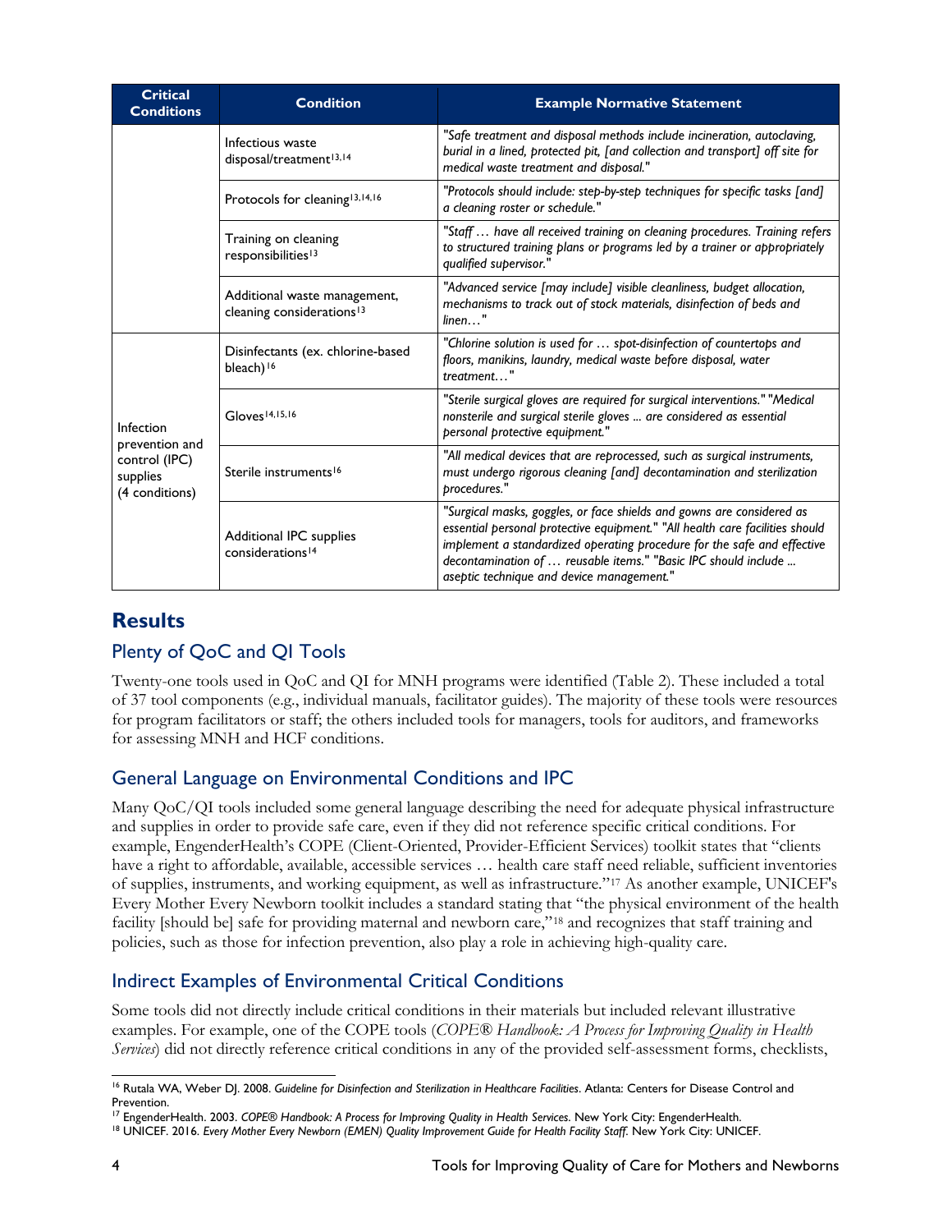| Critical Conditions | Condition | Example Normative Statement |
|---|---|---|
| | Infectious waste disposal/treatment[13,14] | *"Safe treatment and disposal methods include incineration, autoclaving, burial in a lined, protected pit, [and collection and transport] off site for medical waste treatment and disposal."* |
| | Protocols for cleaning[13,14,16] | *"Protocols should include: step-by-step techniques for specific tasks [and] a cleaning roster or schedule."* |
| | Training on cleaning responsibilities[13] | *"Staff … have all received training on cleaning procedures. Training refers to structured training plans or programs led by a trainer or appropriately qualified supervisor."* |
| | Additional waste management, cleaning considerations[13] | *"Advanced service [may include] visible cleanliness, budget allocation, mechanisms to track out of stock materials, disinfection of beds and linen…"* |
| Infection prevention and control (IPC) supplies (4 conditions) | Disinfectants (ex. chlorine-based bleach)[16] | *"Chlorine solution is used for … spot-disinfection of countertops and floors, manikins, laundry, medical waste before disposal, water treatment…"* |
| | Gloves[14,15,16] | *"Sterile surgical gloves are required for surgical interventions." "Medical nonsterile and surgical sterile gloves ... are considered as essential personal protective equipment."* |
| | Sterile instruments[16] | *"All medical devices that are reprocessed, such as surgical instruments, must undergo rigorous cleaning [and] decontamination and sterilization procedures."* |
| | Additional IPC supplies considerations[14] | *"Surgical masks, goggles, or face shields and gowns are considered as essential personal protective equipment." "All health care facilities should implement a standardized operating procedure for the safe and effective decontamination of … reusable items." "Basic IPC should include ... aseptic technique and device management."* |

## Results

### Plenty of QoC and QI Tools

Twenty-one tools used in QoC and QI for MNH programs were identified (Table 2). These included a total of 37 tool components (e.g., individual manuals, facilitator guides). The majority of these tools were resources for program facilitators or staff; the others included tools for managers, tools for auditors, and frameworks for assessing MNH and HCF conditions.

### General Language on Environmental Conditions and IPC

Many QoC/QI tools included some general language describing the need for adequate physical infrastructure and supplies in order to provide safe care, even if they did not reference specific critical conditions. For example, EngenderHealth's COPE (Client-Oriented, Provider-Efficient Services) toolkit states that "clients have a right to affordable, available, accessible services … health care staff need reliable, sufficient inventories of supplies, instruments, and working equipment, as well as infrastructure."[17] As another example, UNICEF's Every Mother Every Newborn toolkit includes a standard stating that "the physical environment of the health facility [should be] safe for providing maternal and newborn care,"[18] and recognizes that staff training and policies, such as those for infection prevention, also play a role in achieving high-quality care.

### Indirect Examples of Environmental Critical Conditions

Some tools did not directly include critical conditions in their materials but included relevant illustrative examples. For example, one of the COPE tools (*COPE® Handbook: A Process for Improving Quality in Health Services*) did not directly reference critical conditions in any of the provided self-assessment forms, checklists,

---

[16] Rutala WA, Weber DJ. 2008. *Guideline for Disinfection and Sterilization in Healthcare Facilities*. Atlanta: Centers for Disease Control and Prevention.

[17] EngenderHealth. 2003. *COPE® Handbook: A Process for Improving Quality in Health Services*. New York City: EngenderHealth.

[18] UNICEF. 2016. *Every Mother Every Newborn (EMEN) Quality Improvement Guide for Health Facility Staff*. New York City: UNICEF.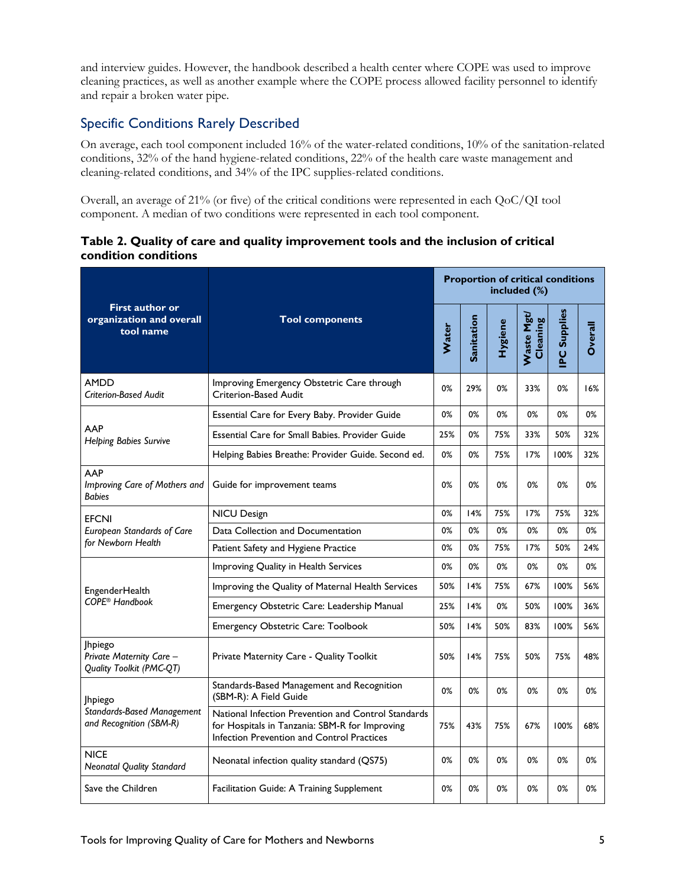and interview guides. However, the handbook described a health center where COPE was used to improve cleaning practices, as well as another example where the COPE process allowed facility personnel to identify and repair a broken water pipe.

## Specific Conditions Rarely Described

On average, each tool component included 16% of the water-related conditions, 10% of the sanitation-related conditions, 32% of the hand hygiene-related conditions, 22% of the health care waste management and cleaning-related conditions, and 34% of the IPC supplies-related conditions.

Overall, an average of 21% (or five) of the critical conditions were represented in each QoC/QI tool component. A median of two conditions were represented in each tool component.

**Table 2. Quality of care and quality improvement tools and the inclusion of critical condition conditions**

| First author or organization and overall tool name | Tool components | Proportion of critical conditions included (%) | | | | | |
|---|---|---|---|---|---|---|---|
| | | Water | Sanitation | Hygiene | Waste Mgt/ Cleaning | IPC Supplies | Overall |
| AMDD *Criterion-Based Audit* | Improving Emergency Obstetric Care through Criterion-Based Audit | 0% | 29% | 0% | 33% | 0% | 16% |
| AAP *Helping Babies Survive* | Essential Care for Every Baby. Provider Guide | 0% | 0% | 0% | 0% | 0% | 0% |
| | Essential Care for Small Babies. Provider Guide | 25% | 0% | 75% | 33% | 50% | 32% |
| | Helping Babies Breathe: Provider Guide. Second ed. | 0% | 0% | 75% | 17% | 100% | 32% |
| AAP *Improving Care of Mothers and Babies* | Guide for improvement teams | 0% | 0% | 0% | 0% | 0% | 0% |
| EFCNI *European Standards of Care for Newborn Health* | NICU Design | 0% | 14% | 75% | 17% | 75% | 32% |
| | Data Collection and Documentation | 0% | 0% | 0% | 0% | 0% | 0% |
| | Patient Safety and Hygiene Practice | 0% | 0% | 75% | 17% | 50% | 24% |
| EngenderHealth *COPE® Handbook* | Improving Quality in Health Services | 0% | 0% | 0% | 0% | 0% | 0% |
| | Improving the Quality of Maternal Health Services | 50% | 14% | 75% | 67% | 100% | 56% |
| | Emergency Obstetric Care: Leadership Manual | 25% | 14% | 0% | 50% | 100% | 36% |
| | Emergency Obstetric Care: Toolbook | 50% | 14% | 50% | 83% | 100% | 56% |
| Jhpiego *Private Maternity Care – Quality Toolkit (PMC-QT)* | Private Maternity Care - Quality Toolkit | 50% | 14% | 75% | 50% | 75% | 48% |
| Jhpiego *Standards-Based Management and Recognition (SBM-R)* | Standards-Based Management and Recognition (SBM-R): A Field Guide | 0% | 0% | 0% | 0% | 0% | 0% |
| | National Infection Prevention and Control Standards for Hospitals in Tanzania: SBM-R for Improving Infection Prevention and Control Practices | 75% | 43% | 75% | 67% | 100% | 68% |
| NICE *Neonatal Quality Standard* | Neonatal infection quality standard (QS75) | 0% | 0% | 0% | 0% | 0% | 0% |
| Save the Children | Facilitation Guide: A Training Supplement | 0% | 0% | 0% | 0% | 0% | 0% |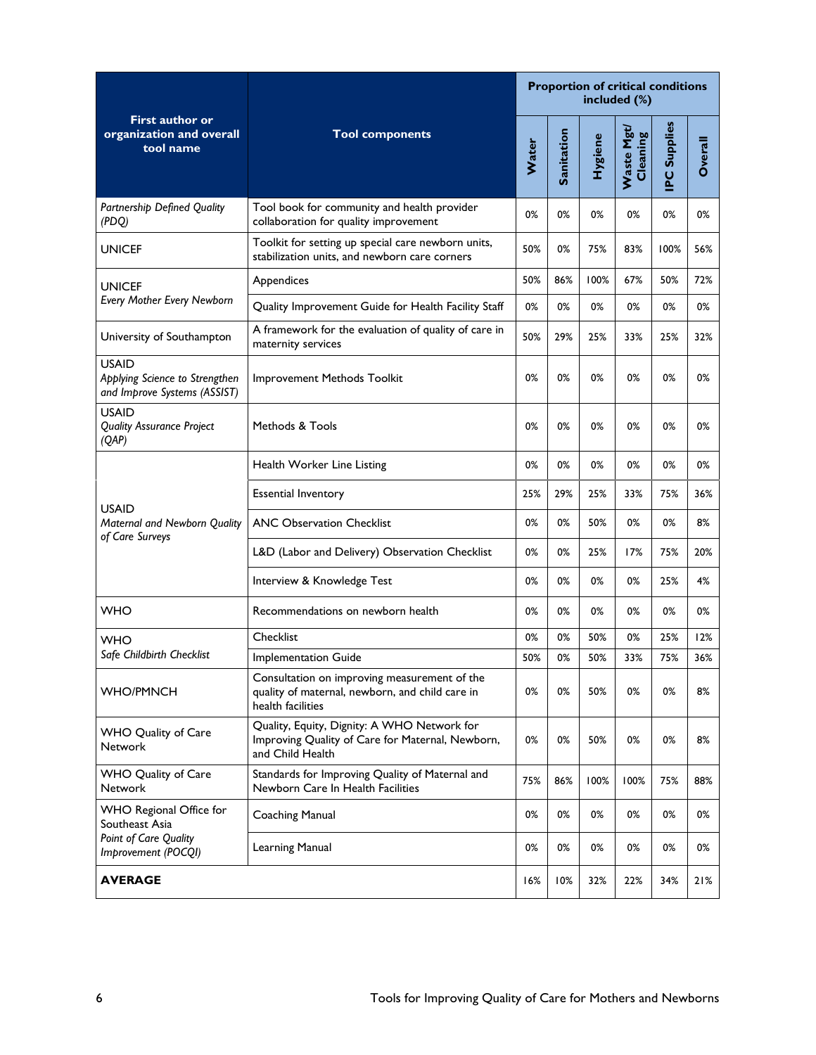| First author or organization and overall tool name | Tool components | Proportion of critical conditions included (%) | | | | | |
|---|---|---|---|---|---|---|---|
| | | Water | Sanitation | Hygiene | Waste Mgt/ Cleaning | IPC Supplies | Overall |
| *Partnership Defined Quality (PDQ)* | Tool book for community and health provider collaboration for quality improvement | 0% | 0% | 0% | 0% | 0% | 0% |
| UNICEF | Toolkit for setting up special care newborn units, stabilization units, and newborn care corners | 50% | 0% | 75% | 83% | 100% | 56% |
| UNICEF *Every Mother Every Newborn* | Appendices | 50% | 86% | 100% | 67% | 50% | 72% |
| | Quality Improvement Guide for Health Facility Staff | 0% | 0% | 0% | 0% | 0% | 0% |
| University of Southampton | A framework for the evaluation of quality of care in maternity services | 50% | 29% | 25% | 33% | 25% | 32% |
| USAID *Applying Science to Strengthen and Improve Systems (ASSIST)* | Improvement Methods Toolkit | 0% | 0% | 0% | 0% | 0% | 0% |
| USAID *Quality Assurance Project (QAP)* | Methods & Tools | 0% | 0% | 0% | 0% | 0% | 0% |
| USAID *Maternal and Newborn Quality of Care Surveys* | Health Worker Line Listing | 0% | 0% | 0% | 0% | 0% | 0% |
| | Essential Inventory | 25% | 29% | 25% | 33% | 75% | 36% |
| | ANC Observation Checklist | 0% | 0% | 50% | 0% | 0% | 8% |
| | L&D (Labor and Delivery) Observation Checklist | 0% | 0% | 25% | 17% | 75% | 20% |
| | Interview & Knowledge Test | 0% | 0% | 0% | 0% | 25% | 4% |
| WHO | Recommendations on newborn health | 0% | 0% | 0% | 0% | 0% | 0% |
| WHO *Safe Childbirth Checklist* | Checklist | 0% | 0% | 50% | 0% | 25% | 12% |
| | Implementation Guide | 50% | 0% | 50% | 33% | 75% | 36% |
| WHO/PMNCH | Consultation on improving measurement of the quality of maternal, newborn, and child care in health facilities | 0% | 0% | 50% | 0% | 0% | 8% |
| WHO Quality of Care Network | Quality, Equity, Dignity: A WHO Network for Improving Quality of Care for Maternal, Newborn, and Child Health | 0% | 0% | 50% | 0% | 0% | 8% |
| WHO Quality of Care Network | Standards for Improving Quality of Maternal and Newborn Care In Health Facilities | 75% | 86% | 100% | 100% | 75% | 88% |
| WHO Regional Office for Southeast Asia *Point of Care Quality Improvement (POCQI)* | Coaching Manual | 0% | 0% | 0% | 0% | 0% | 0% |
| | Learning Manual | 0% | 0% | 0% | 0% | 0% | 0% |
| **AVERAGE** | | 16% | 10% | 32% | 22% | 34% | 21% |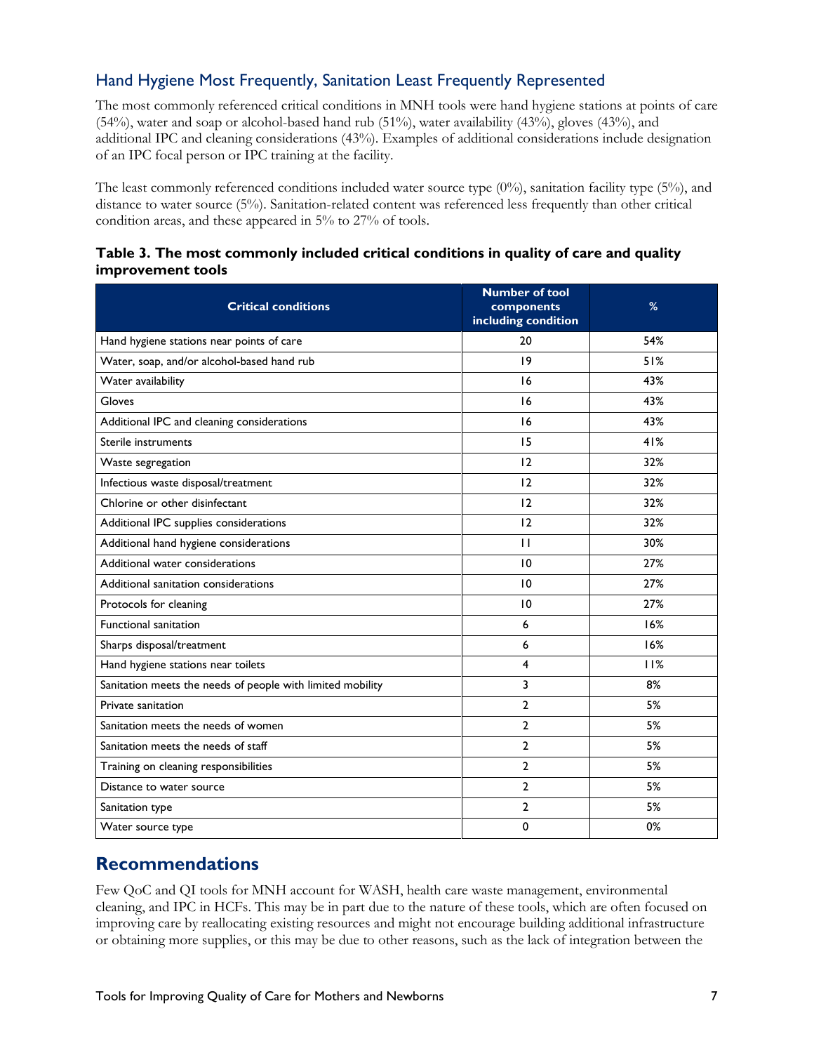## Hand Hygiene Most Frequently, Sanitation Least Frequently Represented

The most commonly referenced critical conditions in MNH tools were hand hygiene stations at points of care (54%), water and soap or alcohol-based hand rub (51%), water availability (43%), gloves (43%), and additional IPC and cleaning considerations (43%). Examples of additional considerations include designation of an IPC focal person or IPC training at the facility.

The least commonly referenced conditions included water source type (0%), sanitation facility type (5%), and distance to water source (5%). Sanitation-related content was referenced less frequently than other critical condition areas, and these appeared in 5% to 27% of tools.

**Table 3. The most commonly included critical conditions in quality of care and quality improvement tools**

| Critical conditions | Number of tool components including condition | % |
|---|---|---|
| Hand hygiene stations near points of care | 20 | 54% |
| Water, soap, and/or alcohol-based hand rub | 19 | 51% |
| Water availability | 16 | 43% |
| Gloves | 16 | 43% |
| Additional IPC and cleaning considerations | 16 | 43% |
| Sterile instruments | 15 | 41% |
| Waste segregation | 12 | 32% |
| Infectious waste disposal/treatment | 12 | 32% |
| Chlorine or other disinfectant | 12 | 32% |
| Additional IPC supplies considerations | 12 | 32% |
| Additional hand hygiene considerations | 11 | 30% |
| Additional water considerations | 10 | 27% |
| Additional sanitation considerations | 10 | 27% |
| Protocols for cleaning | 10 | 27% |
| Functional sanitation | 6 | 16% |
| Sharps disposal/treatment | 6 | 16% |
| Hand hygiene stations near toilets | 4 | 11% |
| Sanitation meets the needs of people with limited mobility | 3 | 8% |
| Private sanitation | 2 | 5% |
| Sanitation meets the needs of women | 2 | 5% |
| Sanitation meets the needs of staff | 2 | 5% |
| Training on cleaning responsibilities | 2 | 5% |
| Distance to water source | 2 | 5% |
| Sanitation type | 2 | 5% |
| Water source type | 0 | 0% |

# Recommendations

Few QoC and QI tools for MNH account for WASH, health care waste management, environmental cleaning, and IPC in HCFs. This may be in part due to the nature of these tools, which are often focused on improving care by reallocating existing resources and might not encourage building additional infrastructure or obtaining more supplies, or this may be due to other reasons, such as the lack of integration between the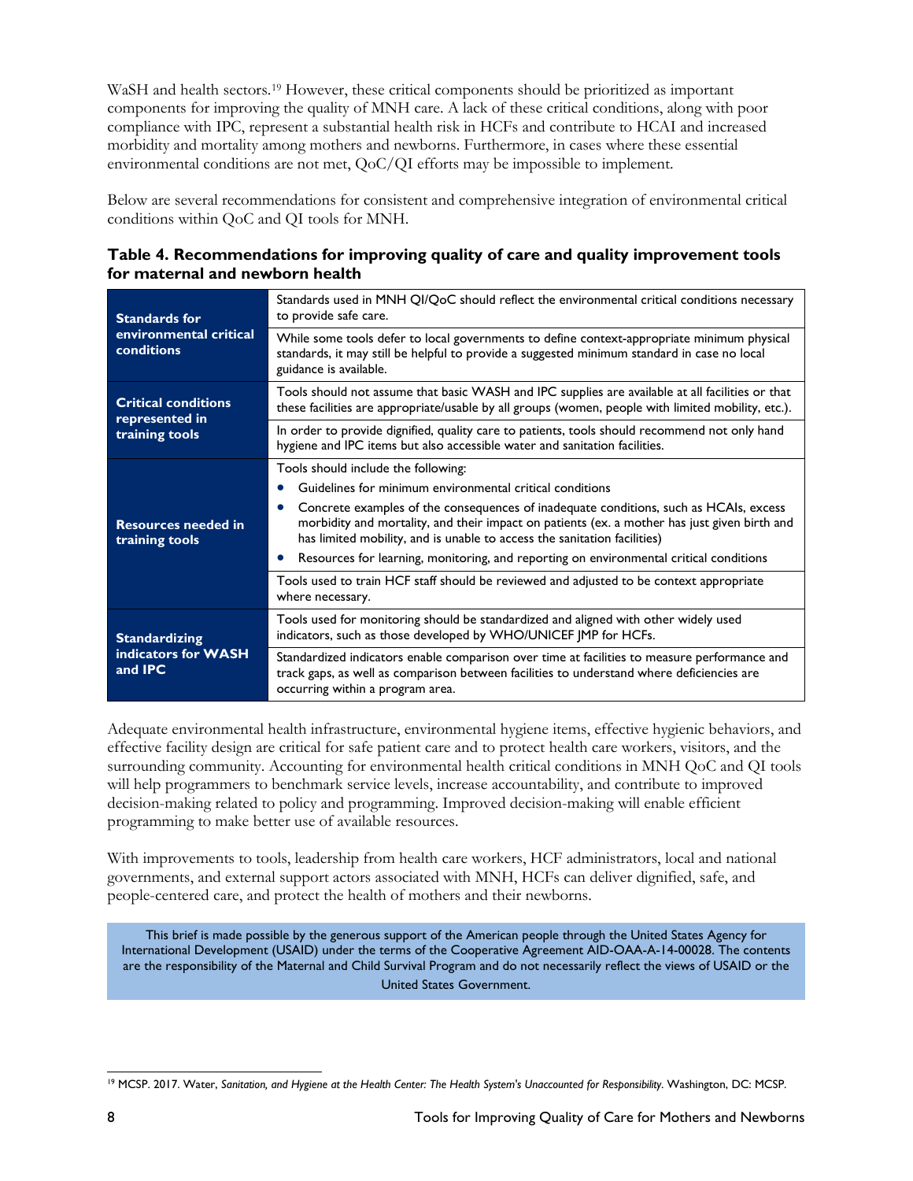WaSH and health sectors.[19] However, these critical components should be prioritized as important components for improving the quality of MNH care. A lack of these critical conditions, along with poor compliance with IPC, represent a substantial health risk in HCFs and contribute to HCAI and increased morbidity and mortality among mothers and newborns. Furthermore, in cases where these essential environmental conditions are not met, QoC/QI efforts may be impossible to implement.

Below are several recommendations for consistent and comprehensive integration of environmental critical conditions within QoC and QI tools for MNH.

**Table 4. Recommendations for improving quality of care and quality improvement tools for maternal and newborn health**

| | |
|---|---|
| **Standards for environmental critical conditions** | Standards used in MNH QI/QoC should reflect the environmental critical conditions necessary to provide safe care. |
| | While some tools defer to local governments to define context-appropriate minimum physical standards, it may still be helpful to provide a suggested minimum standard in case no local guidance is available. |
| **Critical conditions represented in training tools** | Tools should not assume that basic WASH and IPC supplies are available at all facilities or that these facilities are appropriate/usable by all groups (women, people with limited mobility, etc.). |
| | In order to provide dignified, quality care to patients, tools should recommend not only hand hygiene and IPC items but also accessible water and sanitation facilities. |
| **Resources needed in training tools** | Tools should include the following:<br>• Guidelines for minimum environmental critical conditions<br>• Concrete examples of the consequences of inadequate conditions, such as HCAIs, excess morbidity and mortality, and their impact on patients (ex. a mother has just given birth and has limited mobility, and is unable to access the sanitation facilities)<br>• Resources for learning, monitoring, and reporting on environmental critical conditions |
| | Tools used to train HCF staff should be reviewed and adjusted to be context appropriate where necessary. |
| **Standardizing indicators for WASH and IPC** | Tools used for monitoring should be standardized and aligned with other widely used indicators, such as those developed by WHO/UNICEF JMP for HCFs. |
| | Standardized indicators enable comparison over time at facilities to measure performance and track gaps, as well as comparison between facilities to understand where deficiencies are occurring within a program area. |

Adequate environmental health infrastructure, environmental hygiene items, effective hygienic behaviors, and effective facility design are critical for safe patient care and to protect health care workers, visitors, and the surrounding community. Accounting for environmental health critical conditions in MNH QoC and QI tools will help programmers to benchmark service levels, increase accountability, and contribute to improved decision-making related to policy and programming. Improved decision-making will enable efficient programming to make better use of available resources.

With improvements to tools, leadership from health care workers, HCF administrators, local and national governments, and external support actors associated with MNH, HCFs can deliver dignified, safe, and people-centered care, and protect the health of mothers and their newborns.

This brief is made possible by the generous support of the American people through the United States Agency for International Development (USAID) under the terms of the Cooperative Agreement AID-OAA-A-14-00028. The contents are the responsibility of the Maternal and Child Survival Program and do not necessarily reflect the views of USAID or the United States Government.

---

[19] MCSP. 2017. Water, *Sanitation, and Hygiene at the Health Center: The Health System's Unaccounted for Responsibility*. Washington, DC: MCSP.